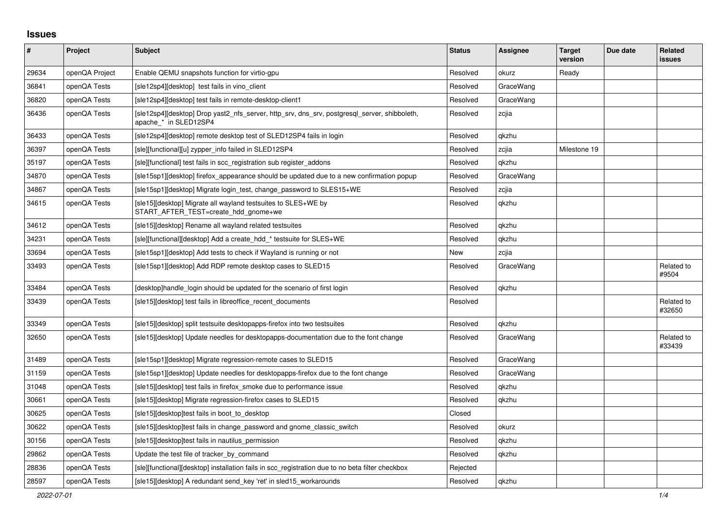## Issues

| # | Project | Subject | Status | Assignee | Target version | Due date | Related issues |
|---|---|---|---|---|---|---|---|
| 29634 | openQA Project | Enable QEMU snapshots function for virtio-gpu | Resolved | okurz | Ready | | |
| 36841 | openQA Tests | [sle12sp4][desktop]  test fails in vino_client | Resolved | GraceWang | | | |
| 36820 | openQA Tests | [sle12sp4][desktop] test fails in remote-desktop-client1 | Resolved | GraceWang | | | |
| 36436 | openQA Tests | [sle12sp4][desktop] Drop yast2_nfs_server, http_srv, dns_srv, postgresql_server, shibboleth, apache_* in SLED12SP4 | Resolved | zcjia | | | |
| 36433 | openQA Tests | [sle12sp4][desktop] remote desktop test of SLED12SP4 fails in login | Resolved | qkzhu | | | |
| 36397 | openQA Tests | [sle][functional][u] zypper_info failed in SLED12SP4 | Resolved | zcjia | Milestone 19 | | |
| 35197 | openQA Tests | [sle][functional] test fails in scc_registration sub register_addons | Resolved | qkzhu | | | |
| 34870 | openQA Tests | [sle15sp1][desktop] firefox_appearance should be updated due to a new confirmation popup | Resolved | GraceWang | | | |
| 34867 | openQA Tests | [sle15sp1][desktop] Migrate login_test, change_password to SLES15+WE | Resolved | zcjia | | | |
| 34615 | openQA Tests | [sle15][desktop] Migrate all wayland testsuites to SLES+WE by START_AFTER_TEST=create_hdd_gnome+we | Resolved | qkzhu | | | |
| 34612 | openQA Tests | [sle15][desktop] Rename all wayland related testsuites | Resolved | qkzhu | | | |
| 34231 | openQA Tests | [sle][functional][desktop] Add a create_hdd_* testsuite for SLES+WE | Resolved | qkzhu | | | |
| 33694 | openQA Tests | [sle15sp1][desktop] Add tests to check if Wayland is running or not | New | zcjia | | | |
| 33493 | openQA Tests | [sle15sp1][desktop] Add RDP remote desktop cases to SLED15 | Resolved | GraceWang | | | Related to #9504 |
| 33484 | openQA Tests | [desktop]handle_login should be updated for the scenario of first login | Resolved | qkzhu | | | |
| 33439 | openQA Tests | [sle15][desktop] test fails in libreoffice_recent_documents | Resolved | | | | Related to #32650 |
| 33349 | openQA Tests | [sle15][desktop] split testsuite desktopapps-firefox into two testsuites | Resolved | qkzhu | | | |
| 32650 | openQA Tests | [sle15][desktop] Update needles for desktopapps-documentation due to the font change | Resolved | GraceWang | | | Related to #33439 |
| 31489 | openQA Tests | [sle15sp1][desktop] Migrate regression-remote cases to SLED15 | Resolved | GraceWang | | | |
| 31159 | openQA Tests | [sle15sp1][desktop] Update needles for desktopapps-firefox due to the font change | Resolved | GraceWang | | | |
| 31048 | openQA Tests | [sle15][desktop] test fails in firefox_smoke due to performance issue | Resolved | qkzhu | | | |
| 30661 | openQA Tests | [sle15][desktop] Migrate regression-firefox cases to SLED15 | Resolved | qkzhu | | | |
| 30625 | openQA Tests | [sle15][desktop]test fails in boot_to_desktop | Closed | | | | |
| 30622 | openQA Tests | [sle15][desktop]test fails in change_password and gnome_classic_switch | Resolved | okurz | | | |
| 30156 | openQA Tests | [sle15][desktop]test fails in nautilus_permission | Resolved | qkzhu | | | |
| 29862 | openQA Tests | Update the test file of tracker_by_command | Resolved | qkzhu | | | |
| 28836 | openQA Tests | [sle][functional][desktop] installation fails in scc_registration due to no beta filter checkbox | Rejected | | | | |
| 28597 | openQA Tests | [sle15][desktop] A redundant send_key 'ret' in sled15_workarounds | Resolved | qkzhu | | | |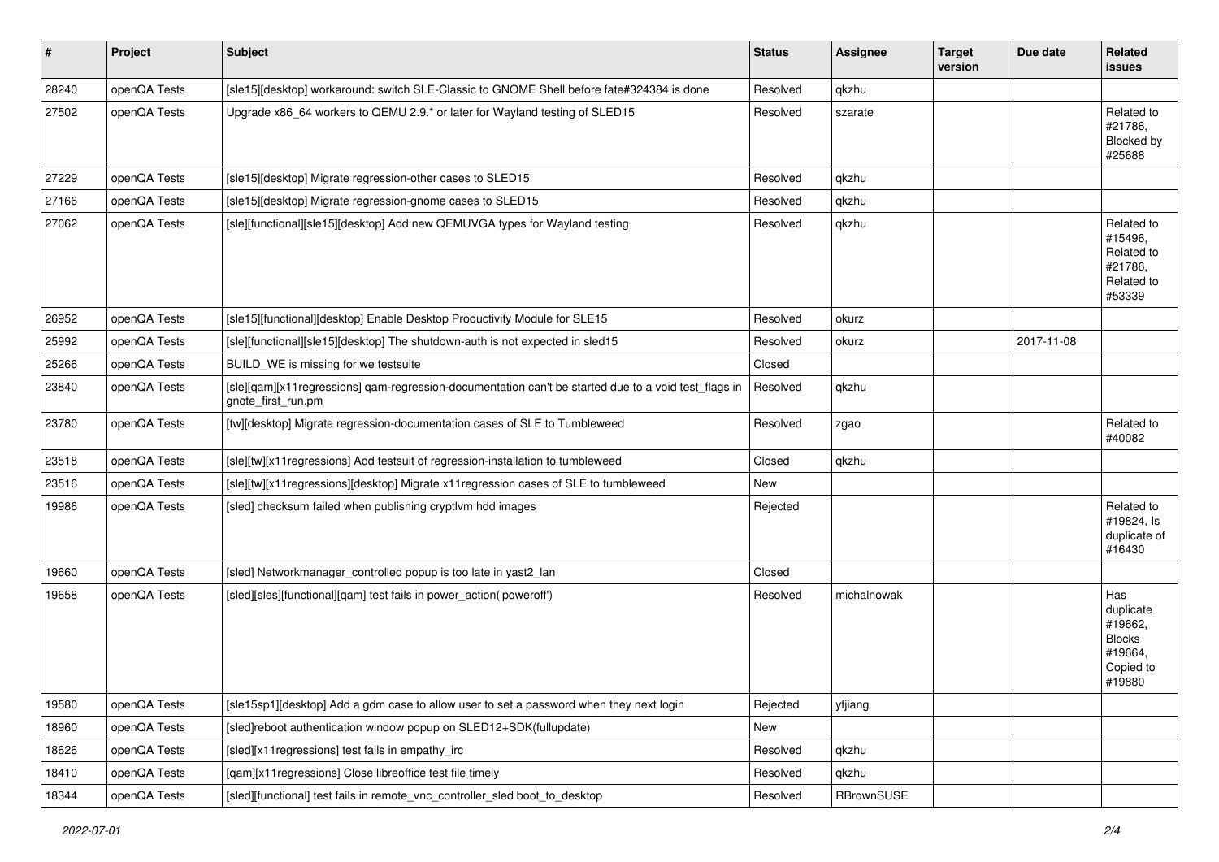| # | Project | Subject | Status | Assignee | Target version | Due date | Related issues |
|---|---|---|---|---|---|---|---|
| 28240 | openQA Tests | [sle15][desktop] workaround: switch SLE-Classic to GNOME Shell before fate#324384 is done | Resolved | qkzhu | | | |
| 27502 | openQA Tests | Upgrade x86_64 workers to QEMU 2.9.* or later for Wayland testing of SLED15 | Resolved | szarate | | | Related to #21786, Blocked by #25688 |
| 27229 | openQA Tests | [sle15][desktop] Migrate regression-other cases to SLED15 | Resolved | qkzhu | | | |
| 27166 | openQA Tests | [sle15][desktop] Migrate regression-gnome cases to SLED15 | Resolved | qkzhu | | | |
| 27062 | openQA Tests | [sle][functional][sle15][desktop] Add new QEMUVGA types for Wayland testing | Resolved | qkzhu | | | Related to #15496, Related to #21786, Related to #53339 |
| 26952 | openQA Tests | [sle15][functional][desktop] Enable Desktop Productivity Module for SLE15 | Resolved | okurz | | | |
| 25992 | openQA Tests | [sle][functional][sle15][desktop] The shutdown-auth is not expected in sled15 | Resolved | okurz | | 2017-11-08 | |
| 25266 | openQA Tests | BUILD_WE is missing for we testsuite | Closed | | | | |
| 23840 | openQA Tests | [sle][qam][x11regressions] qam-regression-documentation can't be started due to a void test_flags in gnote_first_run.pm | Resolved | qkzhu | | | |
| 23780 | openQA Tests | [tw][desktop] Migrate regression-documentation cases of SLE to Tumbleweed | Resolved | zgao | | | Related to #40082 |
| 23518 | openQA Tests | [sle][tw][x11regressions] Add testsuit of regression-installation to tumbleweed | Closed | qkzhu | | | |
| 23516 | openQA Tests | [sle][tw][x11regressions][desktop] Migrate x11regression cases of SLE to tumbleweed | New | | | | |
| 19986 | openQA Tests | [sled] checksum failed when publishing cryptlvm hdd images | Rejected | | | | Related to #19824, Is duplicate of #16430 |
| 19660 | openQA Tests | [sled] Networkmanager_controlled popup is too late in yast2_lan | Closed | | | | |
| 19658 | openQA Tests | [sled][sles][functional][qam] test fails in power_action('poweroff') | Resolved | michalnowak | | | Has duplicate #19662, Blocks #19664, Copied to #19880 |
| 19580 | openQA Tests | [sle15sp1][desktop] Add a gdm case to allow user to set a password when they next login | Rejected | yfjiang | | | |
| 18960 | openQA Tests | [sled]reboot authentication window popup on SLED12+SDK(fullupdate) | New | | | | |
| 18626 | openQA Tests | [sled][x11regressions] test fails in empathy_irc | Resolved | qkzhu | | | |
| 18410 | openQA Tests | [qam][x11regressions] Close libreoffice test file timely | Resolved | qkzhu | | | |
| 18344 | openQA Tests | [sled][functional] test fails in remote_vnc_controller_sled boot_to_desktop | Resolved | RBrownSUSE | | | |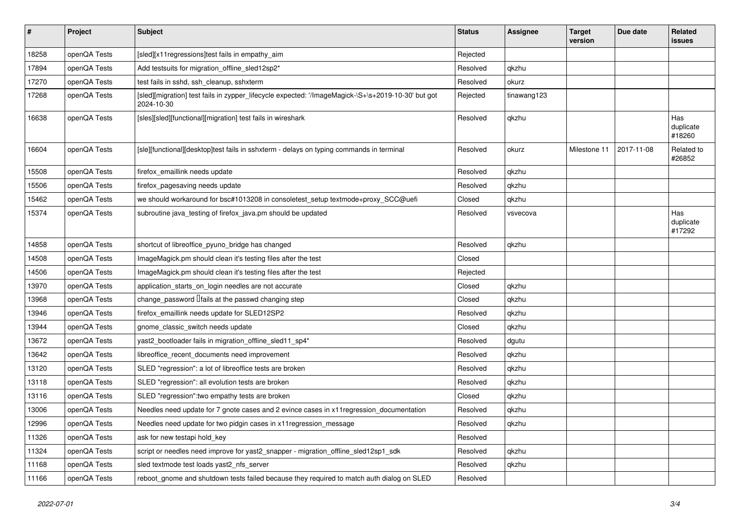| # | Project | Subject | Status | Assignee | Target version | Due date | Related issues |
|---|---|---|---|---|---|---|---|
| 18258 | openQA Tests | [sled][x11regressions]test fails in empathy_aim | Rejected | | | | |
| 17894 | openQA Tests | Add testsuits for migration_offline_sled12sp2* | Resolved | qkzhu | | | |
| 17270 | openQA Tests | test fails in sshd, ssh_cleanup, sshxterm | Resolved | okurz | | | |
| 17268 | openQA Tests | [sled][migration] test fails in zypper_lifecycle expected: '/ImageMagick-\S+\s+2019-10-30' but got 2024-10-30 | Rejected | tinawang123 | | | |
| 16638 | openQA Tests | [sles][sled][functional][migration] test fails in wireshark | Resolved | qkzhu | | | Has duplicate #18260 |
| 16604 | openQA Tests | [sle][functional][desktop]test fails in sshxterm - delays on typing commands in terminal | Resolved | okurz | Milestone 11 | 2017-11-08 | Related to #26852 |
| 15508 | openQA Tests | firefox_emaillink needs update | Resolved | qkzhu | | | |
| 15506 | openQA Tests | firefox_pagesaving needs update | Resolved | qkzhu | | | |
| 15462 | openQA Tests | we should workaround for bsc#1013208 in consoletest_setup textmode+proxy_SCC@uefi | Closed | qkzhu | | | |
| 15374 | openQA Tests | subroutine java_testing of firefox_java.pm should be updated | Resolved | vsvecova | | | Has duplicate #17292 |
| 14858 | openQA Tests | shortcut of libreoffice_pyuno_bridge has changed | Resolved | qkzhu | | | |
| 14508 | openQA Tests | ImageMagick.pm should clean it's testing files after the test | Closed | | | | |
| 14506 | openQA Tests | ImageMagick.pm should clean it's testing files after the test | Rejected | | | | |
| 13970 | openQA Tests | application_starts_on_login needles are not accurate | Closed | qkzhu | | | |
| 13968 | openQA Tests | change_password fails at the passwd changing step | Closed | qkzhu | | | |
| 13946 | openQA Tests | firefox_emaillink needs update for SLED12SP2 | Resolved | qkzhu | | | |
| 13944 | openQA Tests | gnome_classic_switch needs update | Closed | qkzhu | | | |
| 13672 | openQA Tests | yast2_bootloader fails in migration_offline_sled11_sp4* | Resolved | dgutu | | | |
| 13642 | openQA Tests | libreoffice_recent_documents need improvement | Resolved | qkzhu | | | |
| 13120 | openQA Tests | SLED "regression": a lot of libreoffice tests are broken | Resolved | qkzhu | | | |
| 13118 | openQA Tests | SLED "regression": all evolution tests are broken | Resolved | qkzhu | | | |
| 13116 | openQA Tests | SLED "regression":two empathy tests are broken | Closed | qkzhu | | | |
| 13006 | openQA Tests | Needles need update for 7 gnote cases and 2 evince cases in x11regression_documentation | Resolved | qkzhu | | | |
| 12996 | openQA Tests | Needles need update for two pidgin cases in x11regression_message | Resolved | qkzhu | | | |
| 11326 | openQA Tests | ask for new testapi hold_key | Resolved | | | | |
| 11324 | openQA Tests | script or needles need improve for yast2_snapper - migration_offline_sled12sp1_sdk | Resolved | qkzhu | | | |
| 11168 | openQA Tests | sled textmode test loads yast2_nfs_server | Resolved | qkzhu | | | |
| 11166 | openQA Tests | reboot_gnome and shutdown tests failed because they required to match auth dialog on SLED | Resolved | | | | |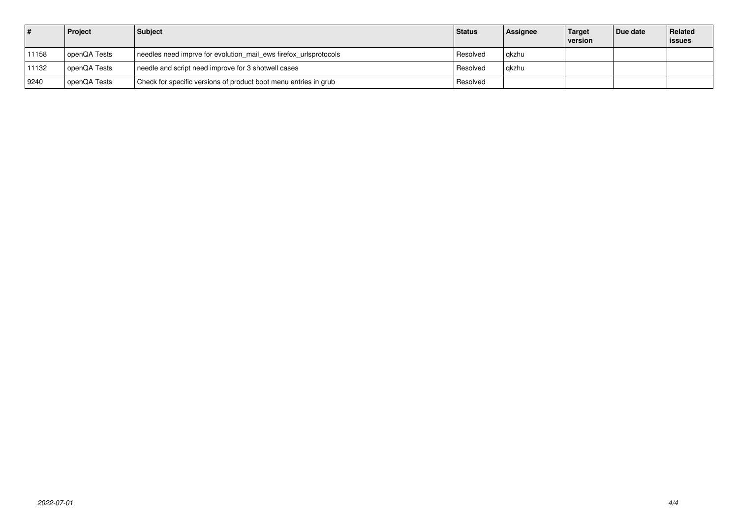| # | Project | Subject | Status | Assignee | Target version | Due date | Related issues |
|---|---|---|---|---|---|---|---|
| 11158 | openQA Tests | needles need imprve for evolution_mail_ews firefox_urlsprotocols | Resolved | qkzhu | | | |
| 11132 | openQA Tests | needle and script need improve for 3 shotwell cases | Resolved | qkzhu | | | |
| 9240 | openQA Tests | Check for specific versions of product boot menu entries in grub | Resolved | | | | |